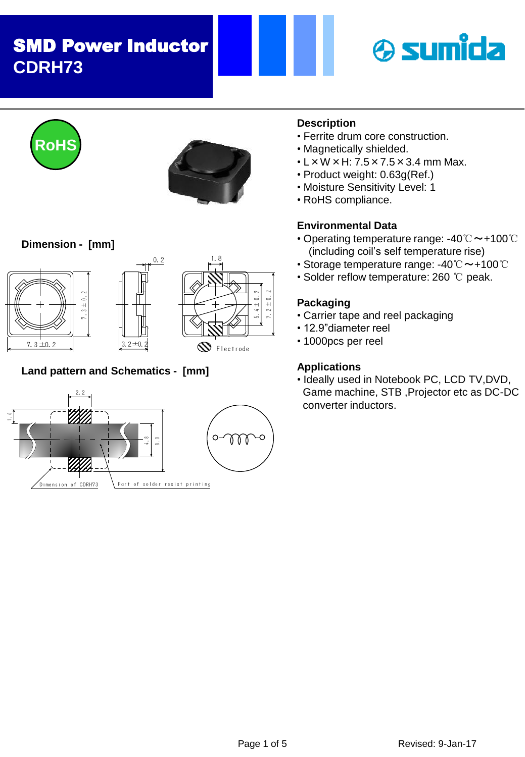# SMD Power Inductor
## CDRH73

RoHS

### Dimension - [mm]

### Land pattern and Schematics - [mm]

### Description

- Ferrite drum core construction.
- Magnetically shielded.
- L × W × H: 7.5 × 7.5 × 3.4 mm Max.
- Product weight: 0.63g(Ref.)
- Moisture Sensitivity Level: 1
- RoHS compliance.

### Environmental Data

- Operating temperature range: -40℃～+100℃ (including coil's self temperature rise)
- Storage temperature range: -40℃～+100℃
- Solder reflow temperature: 260 ℃ peak.

### Packaging

- Carrier tape and reel packaging
- 12.9"diameter reel
- 1000pcs per reel

### Applications

- Ideally used in Notebook PC, LCD TV,DVD, Game machine, STB ,Projector etc as DC-DC converter inductors.

Revised: 9-Jan-17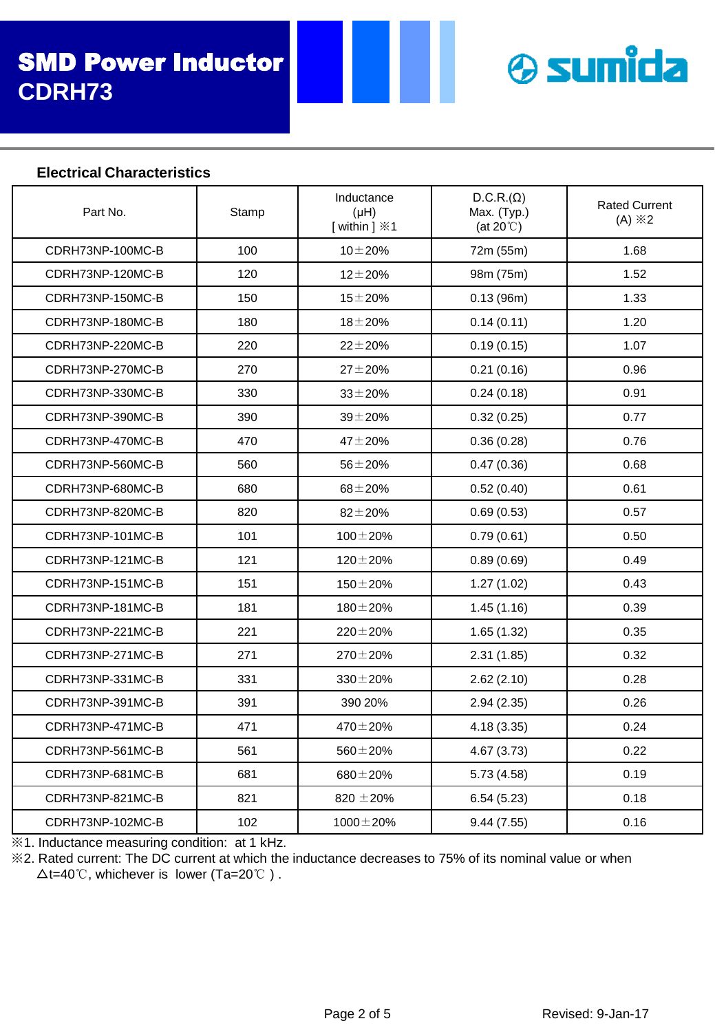# SMD Power Inductor
CDRH73

sumida

## Electrical Characteristics

| Part No. | Stamp | Inductance (μH) [ within ] ※1 | D.C.R.(Ω) Max. (Typ.) (at 20℃) | Rated Current (A) ※2 |
|---|---|---|---|---|
| CDRH73NP-100MC-B | 100 | 10±20% | 72m (55m) | 1.68 |
| CDRH73NP-120MC-B | 120 | 12±20% | 98m (75m) | 1.52 |
| CDRH73NP-150MC-B | 150 | 15±20% | 0.13 (96m) | 1.33 |
| CDRH73NP-180MC-B | 180 | 18±20% | 0.14 (0.11) | 1.20 |
| CDRH73NP-220MC-B | 220 | 22±20% | 0.19 (0.15) | 1.07 |
| CDRH73NP-270MC-B | 270 | 27±20% | 0.21 (0.16) | 0.96 |
| CDRH73NP-330MC-B | 330 | 33±20% | 0.24 (0.18) | 0.91 |
| CDRH73NP-390MC-B | 390 | 39±20% | 0.32 (0.25) | 0.77 |
| CDRH73NP-470MC-B | 470 | 47±20% | 0.36 (0.28) | 0.76 |
| CDRH73NP-560MC-B | 560 | 56±20% | 0.47 (0.36) | 0.68 |
| CDRH73NP-680MC-B | 680 | 68±20% | 0.52 (0.40) | 0.61 |
| CDRH73NP-820MC-B | 820 | 82±20% | 0.69 (0.53) | 0.57 |
| CDRH73NP-101MC-B | 101 | 100±20% | 0.79 (0.61) | 0.50 |
| CDRH73NP-121MC-B | 121 | 120±20% | 0.89 (0.69) | 0.49 |
| CDRH73NP-151MC-B | 151 | 150±20% | 1.27 (1.02) | 0.43 |
| CDRH73NP-181MC-B | 181 | 180±20% | 1.45 (1.16) | 0.39 |
| CDRH73NP-221MC-B | 221 | 220±20% | 1.65 (1.32) | 0.35 |
| CDRH73NP-271MC-B | 271 | 270±20% | 2.31 (1.85) | 0.32 |
| CDRH73NP-331MC-B | 331 | 330±20% | 2.62 (2.10) | 0.28 |
| CDRH73NP-391MC-B | 391 | 390 20% | 2.94 (2.35) | 0.26 |
| CDRH73NP-471MC-B | 471 | 470±20% | 4.18 (3.35) | 0.24 |
| CDRH73NP-561MC-B | 561 | 560±20% | 4.67 (3.73) | 0.22 |
| CDRH73NP-681MC-B | 681 | 680±20% | 5.73 (4.58) | 0.19 |
| CDRH73NP-821MC-B | 821 | 820 ±20% | 6.54 (5.23) | 0.18 |
| CDRH73NP-102MC-B | 102 | 1000±20% | 9.44 (7.55) | 0.16 |

※1. Inductance measuring condition: at 1 kHz.

※2. Rated current: The DC current at which the inductance decreases to 75% of its nominal value or when Δt=40℃, whichever is lower (Ta=20℃ ) .

Revised: 9-Jan-17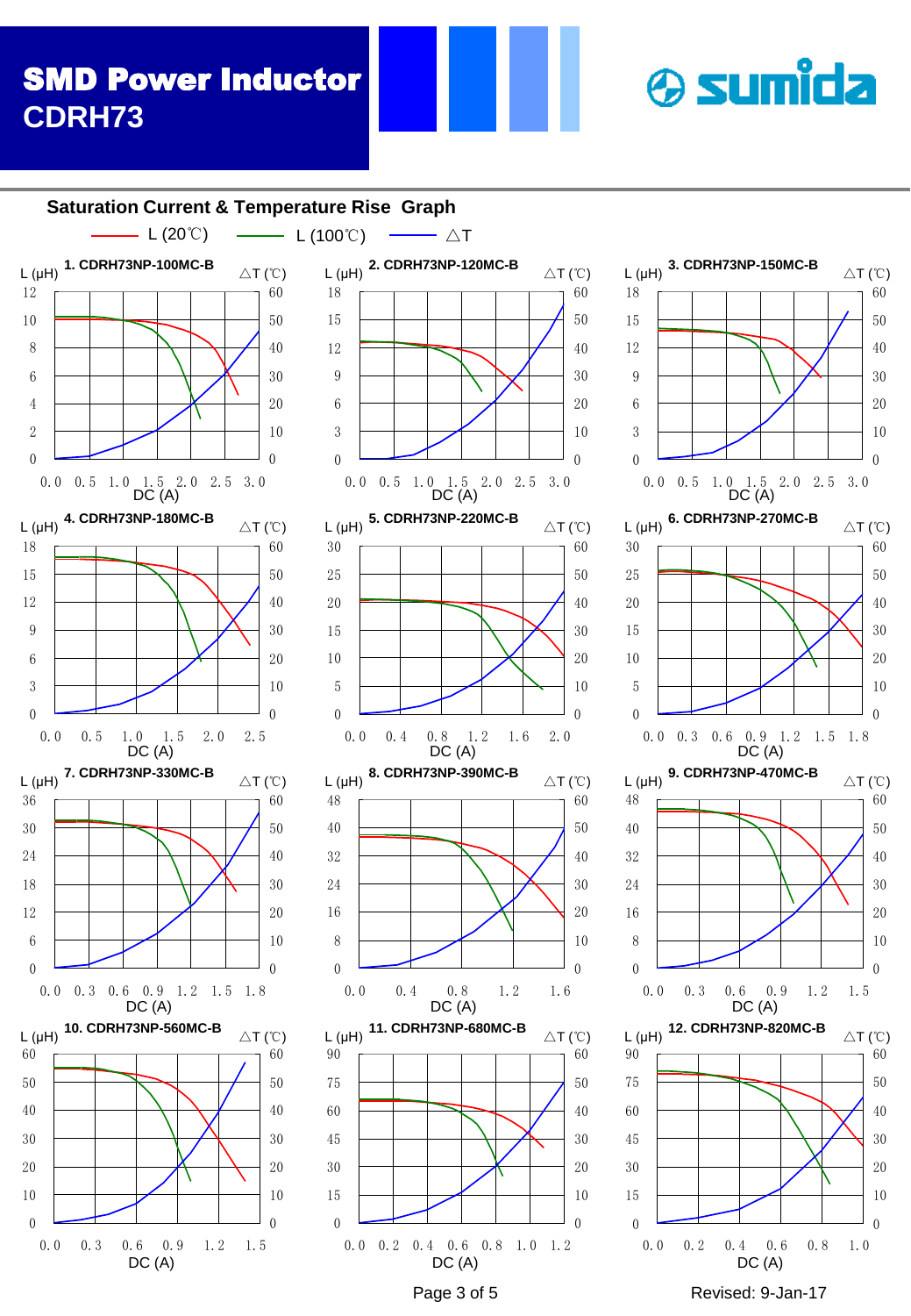# SMD Power Inductor

## CDRH73

sumida

### Saturation Current & Temperature Rise Graph

L (20℃)    L (100℃)    △T

**1. CDRH73NP-100MC-B**
L (μH): 0, 2, 4, 6, 8, 10, 12
△T (℃): 0, 10, 20, 30, 40, 50, 60
DC (A): 0.0, 0.5, 1.0, 1.5, 2.0, 2.5, 3.0

**2. CDRH73NP-120MC-B**
L (μH): 0, 3, 6, 9, 12, 15, 18
△T (℃): 0, 10, 20, 30, 40, 50, 60
DC (A): 0.0, 0.5, 1.0, 1.5, 2.0, 2.5, 3.0

**3. CDRH73NP-150MC-B**
L (μH): 0, 3, 6, 9, 12, 15, 18
△T (℃): 0, 10, 20, 30, 40, 50, 60
DC (A): 0.0, 0.5, 1.0, 1.5, 2.0, 2.5, 3.0

**4. CDRH73NP-180MC-B**
L (μH): 0, 3, 6, 9, 12, 15, 18
△T (℃): 0, 10, 20, 30, 40, 50, 60
DC (A): 0.0, 0.5, 1.0, 1.5, 2.0, 2.5

**5. CDRH73NP-220MC-B**
L (μH): 0, 5, 10, 15, 20, 25, 30
△T (℃): 0, 10, 20, 30, 40, 50, 60
DC (A): 0.0, 0.4, 0.8, 1.2, 1.6, 2.0

**6. CDRH73NP-270MC-B**
L (μH): 0, 5, 10, 15, 20, 25, 30
△T (℃): 0, 10, 20, 30, 40, 50, 60
DC (A): 0.0, 0.3, 0.6, 0.9, 1.2, 1.5, 1.8

**7. CDRH73NP-330MC-B**
L (μH): 0, 6, 12, 18, 24, 30, 36
△T (℃): 0, 10, 20, 30, 40, 50, 60
DC (A): 0.0, 0.3, 0.6, 0.9, 1.2, 1.5, 1.8

**8. CDRH73NP-390MC-B**
L (μH): 0, 8, 16, 24, 32, 40, 48
△T (℃): 0, 10, 20, 30, 40, 50, 60
DC (A): 0.0, 0.4, 0.8, 1.2, 1.6

**9. CDRH73NP-470MC-B**
L (μH): 0, 8, 16, 24, 32, 40, 48
△T (℃): 0, 10, 20, 30, 40, 50, 60
DC (A): 0.0, 0.3, 0.6, 0.9, 1.2, 1.5

**10. CDRH73NP-560MC-B**
L (μH): 0, 10, 20, 30, 40, 50, 60
△T (℃): 0, 10, 20, 30, 40, 50, 60
DC (A): 0.0, 0.3, 0.6, 0.9, 1.2, 1.5

**11. CDRH73NP-680MC-B**
L (μH): 0, 15, 30, 45, 60, 75, 90
△T (℃): 0, 10, 20, 30, 40, 50, 60
DC (A): 0.0, 0.2, 0.4, 0.6, 0.8, 1.0, 1.2

**12. CDRH73NP-820MC-B**
L (μH): 0, 15, 30, 45, 60, 75, 90
△T (℃): 0, 10, 20, 30, 40, 50, 60
DC (A): 0.0, 0.2, 0.4, 0.6, 0.8, 1.0

Revised: 9-Jan-17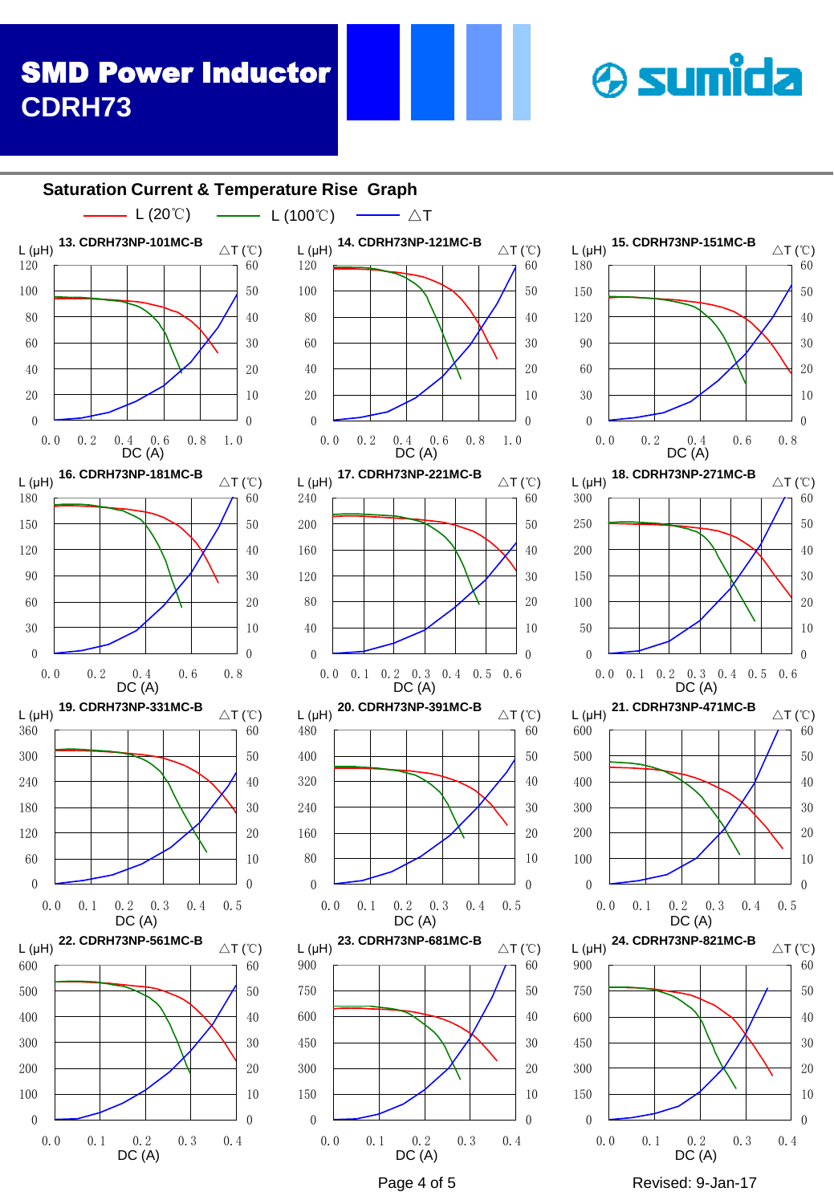## Saturation Current & Temperature Rise Graph

L (20℃) — L (100℃) — △T

**13. CDRH73NP-101MC-B**

L (μH): 0, 20, 40, 60, 80, 100, 120 — △T (℃): 0, 10, 20, 30, 40, 50, 60 — DC (A): 0.0, 0.2, 0.4, 0.6, 0.8, 1.0

**14. CDRH73NP-121MC-B**

L (μH): 0, 20, 40, 60, 80, 100, 120 — △T (℃): 0, 10, 20, 30, 40, 50, 60 — DC (A): 0.0, 0.2, 0.4, 0.6, 0.8, 1.0

**15. CDRH73NP-151MC-B**

L (μH): 0, 30, 60, 90, 120, 150, 180 — △T (℃): 0, 10, 20, 30, 40, 50, 60 — DC (A): 0.0, 0.2, 0.4, 0.6, 0.8

**16. CDRH73NP-181MC-B**

L (μH): 0, 30, 60, 90, 120, 150, 180 — △T (℃): 0, 10, 20, 30, 40, 50, 60 — DC (A): 0.0, 0.2, 0.4, 0.6, 0.8

**17. CDRH73NP-221MC-B**

L (μH): 0, 40, 80, 120, 160, 200, 240 — △T (℃): 0, 10, 20, 30, 40, 50, 60 — DC (A): 0.0, 0.1, 0.2, 0.3, 0.4, 0.5, 0.6

**18. CDRH73NP-271MC-B**

L (μH): 0, 50, 100, 150, 200, 250, 300 — △T (℃): 0, 10, 20, 30, 40, 50, 60 — DC (A): 0.0, 0.1, 0.2, 0.3, 0.4, 0.5, 0.6

**19. CDRH73NP-331MC-B**

L (μH): 0, 60, 120, 180, 240, 300, 360 — △T (℃): 0, 10, 20, 30, 40, 50, 60 — DC (A): 0.0, 0.1, 0.2, 0.3, 0.4, 0.5

**20. CDRH73NP-391MC-B**

L (μH): 0, 80, 160, 240, 320, 400, 480 — △T (℃): 0, 10, 20, 30, 40, 50, 60 — DC (A): 0.0, 0.1, 0.2, 0.3, 0.4, 0.5

**21. CDRH73NP-471MC-B**

L (μH): 0, 100, 200, 300, 400, 500, 600 — △T (℃): 0, 10, 20, 30, 40, 50, 60 — DC (A): 0.0, 0.1, 0.2, 0.3, 0.4, 0.5

**22. CDRH73NP-561MC-B**

L (μH): 0, 100, 200, 300, 400, 500, 600 — △T (℃): 0, 10, 20, 30, 40, 50, 60 — DC (A): 0.0, 0.1, 0.2, 0.3, 0.4

**23. CDRH73NP-681MC-B**

L (μH): 0, 150, 300, 450, 600, 750, 900 — △T (℃): 0, 10, 20, 30, 40, 50, 60 — DC (A): 0.0, 0.1, 0.2, 0.3, 0.4

**24. CDRH73NP-821MC-B**

L (μH): 0, 150, 300, 450, 600, 750, 900 — △T (℃): 0, 10, 20, 30, 40, 50, 60 — DC (A): 0.0, 0.1, 0.2, 0.3, 0.4

Revised: 9-Jan-17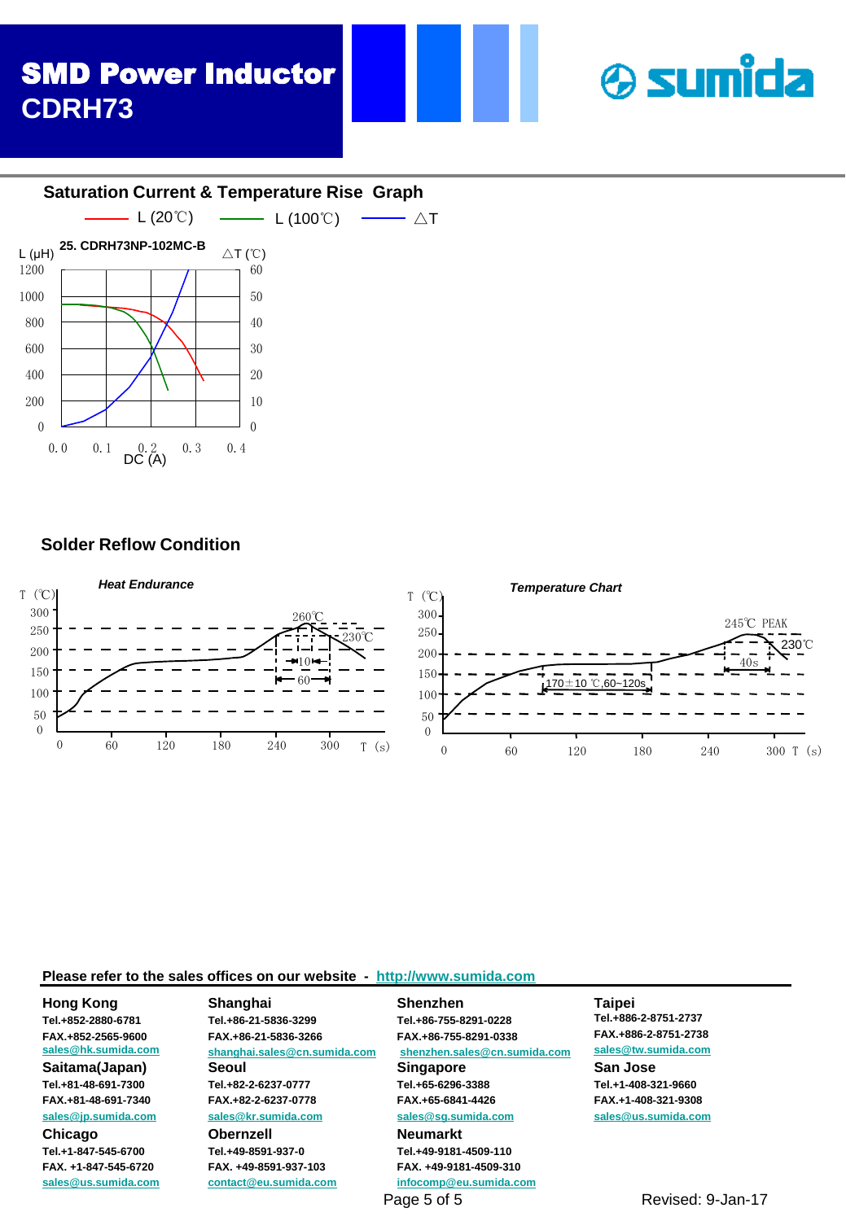# SMD Power Inductor
## CDRH73

sumida

## Saturation Current & Temperature Rise Graph

L (20℃) L (100℃) △T

25. CDRH73NP-102MC-B

L (μH)
1200
1000
800
600
400
200
0

△T (℃)
60
50
40
30
20
10
0

0.0 0.1 0.2 0.3 0.4
DC (A)

## Solder Reflow Condition

*Heat Endurance*

T (℃)
300
250
200
150
100
50
0

260℃
230℃
10
60

0 60 120 180 240 300 T (s)

*Temperature Chart*

T (℃)
300
250
200
150
100
50
0

245℃ PEAK
230℃
40s
170±10 ℃,60~120s

0 60 120 180 240 300 T (s)

**Please refer to the sales offices on our website - http://www.sumida.com**

| Hong Kong | Shanghai | Shenzhen | Taipei |
|---|---|---|---|
| Tel.+852-2880-6781 | Tel.+86-21-5836-3299 | Tel.+86-755-8291-0228 | Tel.+886-2-8751-2737 |
| FAX.+852-2565-9600 | FAX.+86-21-5836-3266 | FAX.+86-755-8291-0338 | FAX.+886-2-8751-2738 |
| sales@hk.sumida.com | shanghai.sales@cn.sumida.com | shenzhen.sales@cn.sumida.com | sales@tw.sumida.com |
| **Saitama(Japan)** | **Seoul** | **Singapore** | **San Jose** |
| Tel.+81-48-691-7300 | Tel.+82-2-6237-0777 | Tel.+65-6296-3388 | Tel.+1-408-321-9660 |
| FAX.+81-48-691-7340 | FAX.+82-2-6237-0778 | FAX.+65-6841-4426 | FAX.+1-408-321-9308 |
| sales@jp.sumida.com | sales@kr.sumida.com | sales@sg.sumida.com | sales@us.sumida.com |
| **Chicago** | **Obernzell** | **Neumarkt** | |
| Tel.+1-847-545-6700 | Tel.+49-8591-937-0 | Tel.+49-9181-4509-110 | |
| FAX. +1-847-545-6720 | FAX. +49-8591-937-103 | FAX. +49-9181-4509-310 | |
| sales@us.sumida.com | contact@eu.sumida.com | infocomp@eu.sumida.com | |

Revised: 9-Jan-17